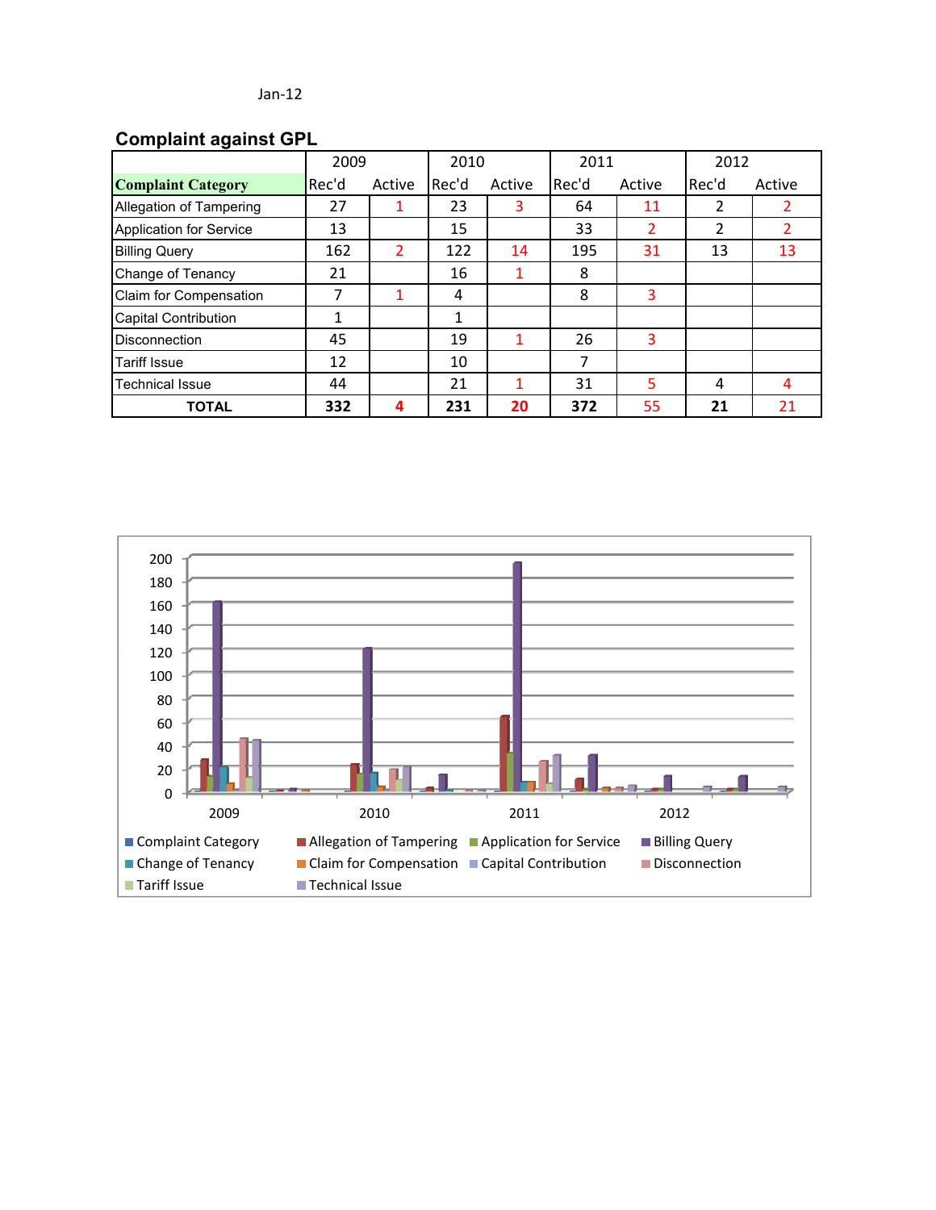Jan-12

## Complaint against GPL

| Complaint Category | 2009 | | 2010 | | 2011 | | 2012 | |
|---|---|---|---|---|---|---|---|---|
| | Rec'd | Active | Rec'd | Active | Rec'd | Active | Rec'd | Active |
| Allegation of Tampering | 27 | 1 | 23 | 3 | 64 | 11 | 2 | 2 |
| Application for Service | 13 | | 15 | | 33 | 2 | 2 | 2 |
| Billing Query | 162 | 2 | 122 | 14 | 195 | 31 | 13 | 13 |
| Change of Tenancy | 21 | | 16 | 1 | 8 | | | |
| Claim for Compensation | 7 | 1 | 4 | | 8 | 3 | | |
| Capital Contribution | 1 | | 1 | | | | | |
| Disconnection | 45 | | 19 | 1 | 26 | 3 | | |
| Tariff Issue | 12 | | 10 | | 7 | | | |
| Technical Issue | 44 | | 21 | 1 | 31 | 5 | 4 | 4 |
| **TOTAL** | **332** | **4** | **231** | **20** | **372** | 55 | **21** | 21 |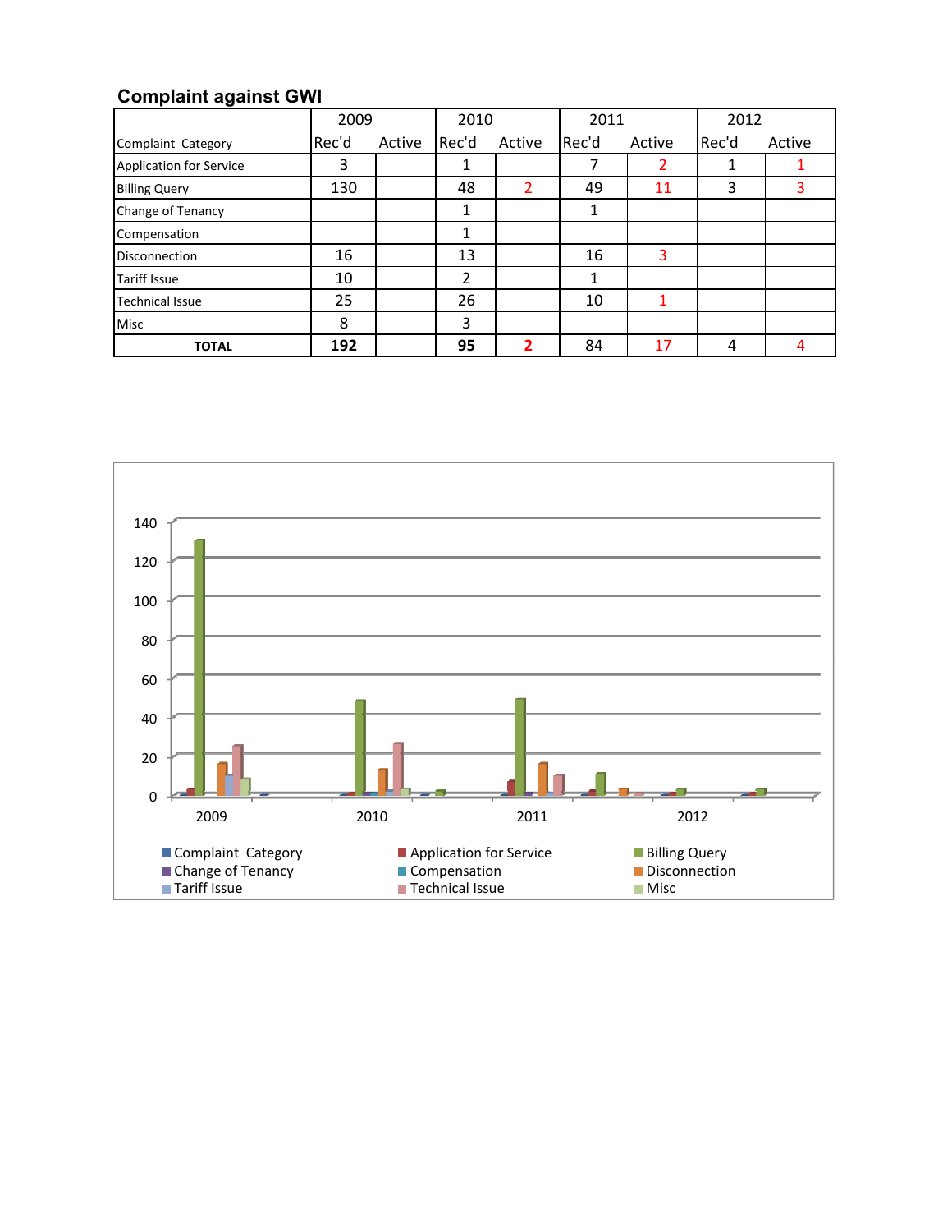## Complaint against GWI

| Complaint Category | 2009 | | 2010 | | 2011 | | 2012 | |
|---|---|---|---|---|---|---|---|---|
| | Rec'd | Active | Rec'd | Active | Rec'd | Active | Rec'd | Active |
| Application for Service | 3 | | 1 | | 7 | 2 | 1 | 1 |
| Billing Query | 130 | | 48 | 2 | 49 | 11 | 3 | 3 |
| Change of Tenancy | | | 1 | | 1 | | | |
| Compensation | | | 1 | | | | | |
| Disconnection | 16 | | 13 | | 16 | 3 | | |
| Tariff Issue | 10 | | 2 | | 1 | | | |
| Technical Issue | 25 | | 26 | | 10 | 1 | | |
| Misc | 8 | | 3 | | | | | |
| **TOTAL** | **192** | | **95** | **2** | 84 | 17 | 4 | 4 |

140
120
100
80
60
40
20
0

2009 2010 2011 2012

Complaint Category
Application for Service
Billing Query
Change of Tenancy
Compensation
Disconnection
Tariff Issue
Technical Issue
Misc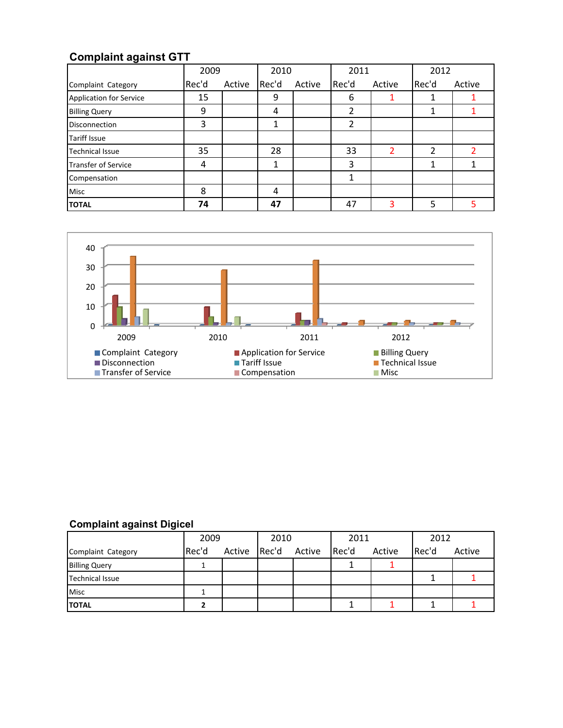## Complaint against GTT

| Complaint Category | 2009 Rec'd | 2009 Active | 2010 Rec'd | 2010 Active | 2011 Rec'd | 2011 Active | 2012 Rec'd | 2012 Active |
|---|---|---|---|---|---|---|---|---|
| Application for Service | 15 | | 9 | | 6 | 1 | 1 | 1 |
| Billing Query | 9 | | 4 | | 2 | | 1 | 1 |
| Disconnection | 3 | | 1 | | 2 | | | |
| Tariff Issue | | | | | | | | |
| Technical Issue | 35 | | 28 | | 33 | 2 | 2 | 2 |
| Transfer of Service | 4 | | 1 | | 3 | | 1 | 1 |
| Compensation | | | | | 1 | | | |
| Misc | 8 | | 4 | | | | | |
| **TOTAL** | **74** | | **47** | | 47 | 3 | 5 | 5 |

## Complaint against Digicel

| Complaint Category | 2009 Rec'd | 2009 Active | 2010 Rec'd | 2010 Active | 2011 Rec'd | 2011 Active | 2012 Rec'd | 2012 Active |
|---|---|---|---|---|---|---|---|---|
| Billing Query | 1 | | | | 1 | 1 | | |
| Technical Issue | | | | | | | 1 | 1 |
| Misc | 1 | | | | | | | |
| **TOTAL** | **2** | | | | 1 | 1 | 1 | 1 |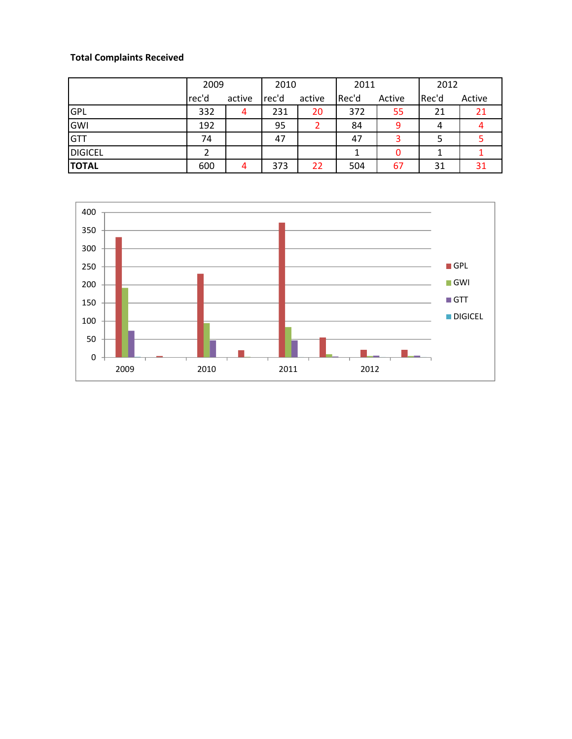**Total Complaints Received**

| | 2009 | | 2010 | | 2011 | | 2012 | |
|---|---|---|---|---|---|---|---|---|
| | rec'd | active | rec'd | active | Rec'd | Active | Rec'd | Active |
| GPL | 332 | 4 | 231 | 20 | 372 | 55 | 21 | 21 |
| GWI | 192 | | 95 | 2 | 84 | 9 | 4 | 4 |
| GTT | 74 | | 47 | | 47 | 3 | 5 | 5 |
| DIGICEL | 2 | | | | 1 | 0 | 1 | 1 |
| **TOTAL** | 600 | 4 | 373 | 22 | 504 | 67 | 31 | 31 |

400
350
300
250
200
150
100
50
0

2009
2010
2011
2012

GPL
GWI
GTT
DIGICEL